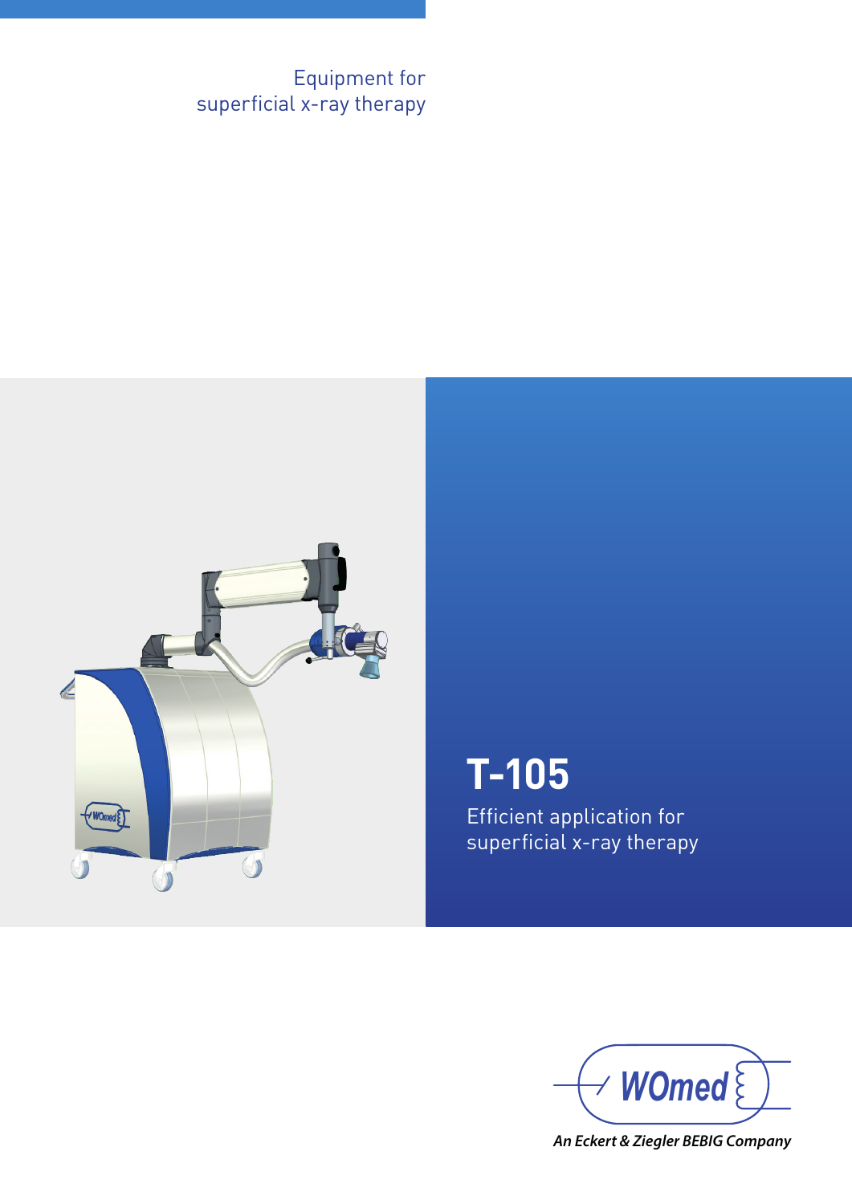Equipment for
superficial x-ray therapy

# T-105

Efficient application for
superficial x-ray therapy

WOmed

*An Eckert & Ziegler BEBIG Company*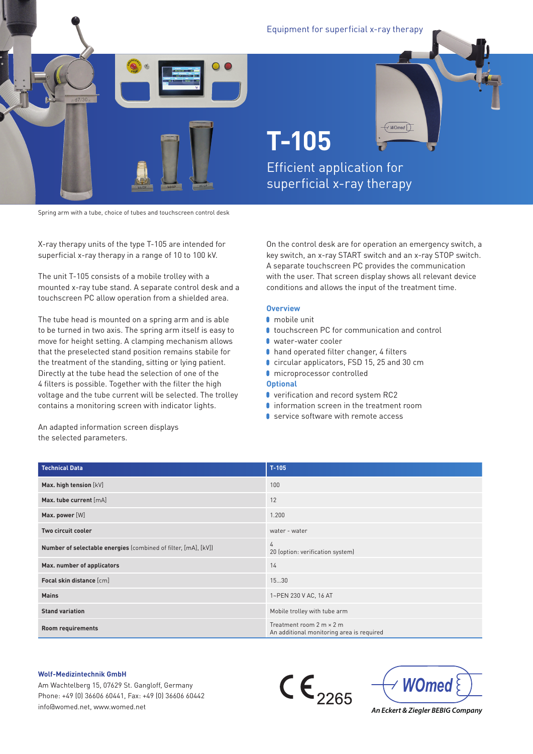Equipment for superficial x-ray therapy

# T-105

## Efficient application for superficial x-ray therapy

Spring arm with a tube, choice of tubes and touchscreen control desk

X-ray therapy units of the type T-105 are intended for superficial x-ray therapy in a range of 10 to 100 kV.

The unit T-105 consists of a mobile trolley with a mounted x-ray tube stand. A separate control desk and a touchscreen PC allow operation from a shielded area.

The tube head is mounted on a spring arm and is able to be turned in two axis. The spring arm itself is easy to move for height setting. A clamping mechanism allows that the preselected stand position remains stabile for the treatment of the standing, sitting or lying patient. Directly at the tube head the selection of one of the 4 filters is possible. Together with the filter the high voltage and the tube current will be selected. The trolley contains a monitoring screen with indicator lights.

An adapted information screen displays the selected parameters.

On the control desk are for operation an emergency switch, a key switch, an x-ray START switch and an x-ray STOP switch. A separate touchscreen PC provides the communication with the user. That screen display shows all relevant device conditions and allows the input of the treatment time.

### Overview

- mobile unit
- touchscreen PC for communication and control
- water-water cooler
- hand operated filter changer, 4 filters
- circular applicators, FSD 15, 25 and 30 cm
- microprocessor controlled

### Optional

- verification and record system RC2
- information screen in the treatment room
- service software with remote access

| Technical Data | T-105 |
|---|---|
| **Max. high tension** [kV] | 100 |
| **Max. tube current** [mA] | 12 |
| **Max. power** [W] | 1.200 |
| **Two circuit cooler** | water - water |
| **Number of selectable energies** (combined of filter, [mA], [kV]) | 4<br>20 (option: verification system) |
| **Max. number of applicators** | 14 |
| **Focal skin distance** [cm] | 15...30 |
| **Mains** | 1~PEN 230 V AC, 16 AT |
| **Stand variation** | Mobile trolley with tube arm |
| **Room requirements** | Treatment room 2 m × 2 m<br>An additional monitoring area is required |

**Wolf-Medizintechnik GmbH**
Am Wachtelberg 15, 07629 St. Gangloff, Germany
Phone: +49 (0) 36606 60441, Fax: +49 (0) 36606 60442
info@womed.net, www.womed.net

CE 2265

WOmed
*An Eckert & Ziegler BEBIG Company*